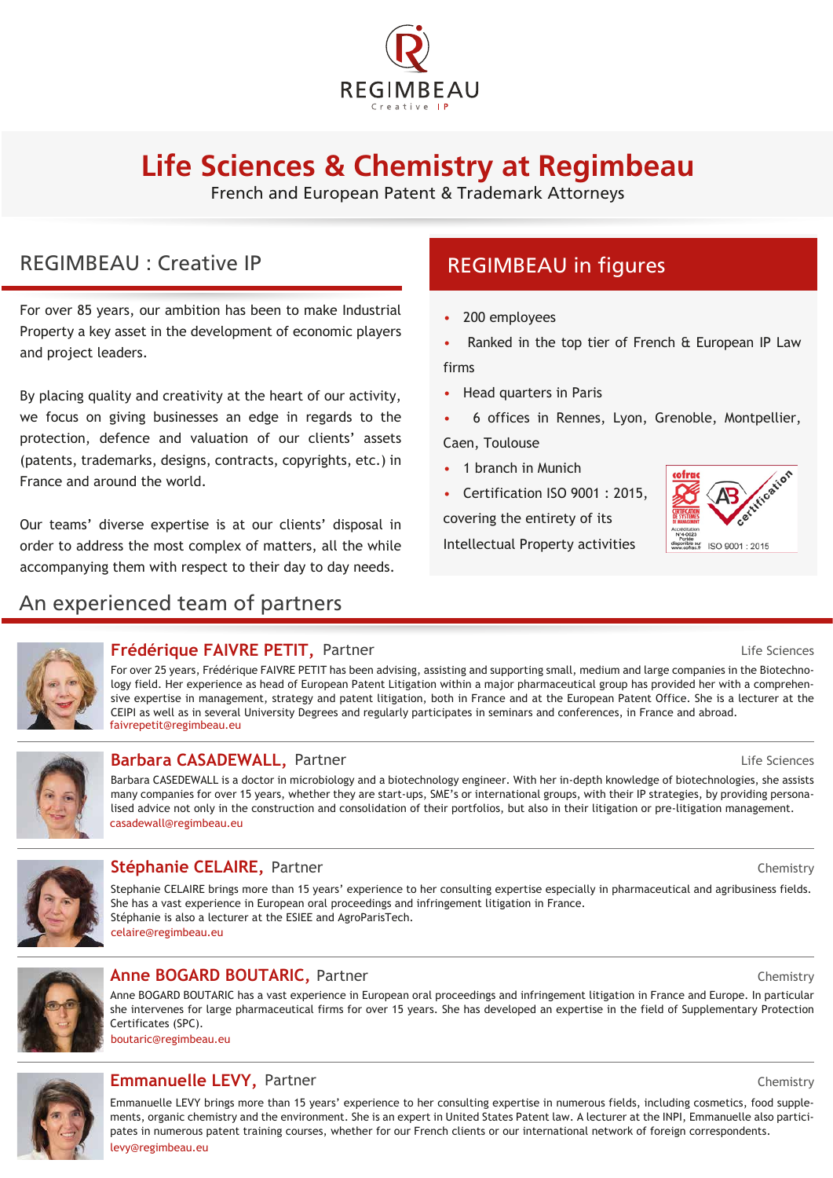REGIMBEAU

Creative IP

# Life Sciences & Chemistry at Regimbeau

French and European Patent & Trademark Attorneys

## REGIMBEAU : Creative IP

For over 85 years, our ambition has been to make Industrial Property a key asset in the development of economic players and project leaders.

By placing quality and creativity at the heart of our activity, we focus on giving businesses an edge in regards to the protection, defence and valuation of our clients' assets (patents, trademarks, designs, contracts, copyrights, etc.) in France and around the world.

Our teams' diverse expertise is at our clients' disposal in order to address the most complex of matters, all the while accompanying them with respect to their day to day needs.

## REGIMBEAU in figures

- 200 employees
- Ranked in the top tier of French & European IP Law firms
- Head quarters in Paris
- 6 offices in Rennes, Lyon, Grenoble, Montpellier, Caen, Toulouse
- 1 branch in Munich
- Certification ISO 9001 : 2015, covering the entirety of its Intellectual Property activities

ISO 9001 : 2015

## An experienced team of partners

### Frédérique FAIVRE PETIT, Partner

Life Sciences

For over 25 years, Frédérique FAIVRE PETIT has been advising, assisting and supporting small, medium and large companies in the Biotechnology field. Her experience as head of European Patent Litigation within a major pharmaceutical group has provided her with a comprehensive expertise in management, strategy and patent litigation, both in France and at the European Patent Office. She is a lecturer at the CEIPI as well as in several University Degrees and regularly participates in seminars and conferences, in France and abroad.

faivrepetit@regimbeau.eu

### Barbara CASADEWALL, Partner

Life Sciences

Barbara CASEDEWALL is a doctor in microbiology and a biotechnology engineer. With her in-depth knowledge of biotechnologies, she assists many companies for over 15 years, whether they are start-ups, SME's or international groups, with their IP strategies, by providing personalised advice not only in the construction and consolidation of their portfolios, but also in their litigation or pre-litigation management.

casadewall@regimbeau.eu

### Stéphanie CELAIRE, Partner

Chemistry

Stephanie CELAIRE brings more than 15 years' experience to her consulting expertise especially in pharmaceutical and agribusiness fields. She has a vast experience in European oral proceedings and infringement litigation in France.
Stéphanie is also a lecturer at the ESIEE and AgroParisTech.

celaire@regimbeau.eu

### Anne BOGARD BOUTARIC, Partner

Chemistry

Anne BOGARD BOUTARIC has a vast experience in European oral proceedings and infringement litigation in France and Europe. In particular she intervenes for large pharmaceutical firms for over 15 years. She has developed an expertise in the field of Supplementary Protection Certificates (SPC).

boutaric@regimbeau.eu

### Emmanuelle LEVY, Partner

Chemistry

Emmanuelle LEVY brings more than 15 years' experience to her consulting expertise in numerous fields, including cosmetics, food supplements, organic chemistry and the environment. She is an expert in United States Patent law. A lecturer at the INPI, Emmanuelle also participates in numerous patent training courses, whether for our French clients or our international network of foreign correspondents.

levy@regimbeau.eu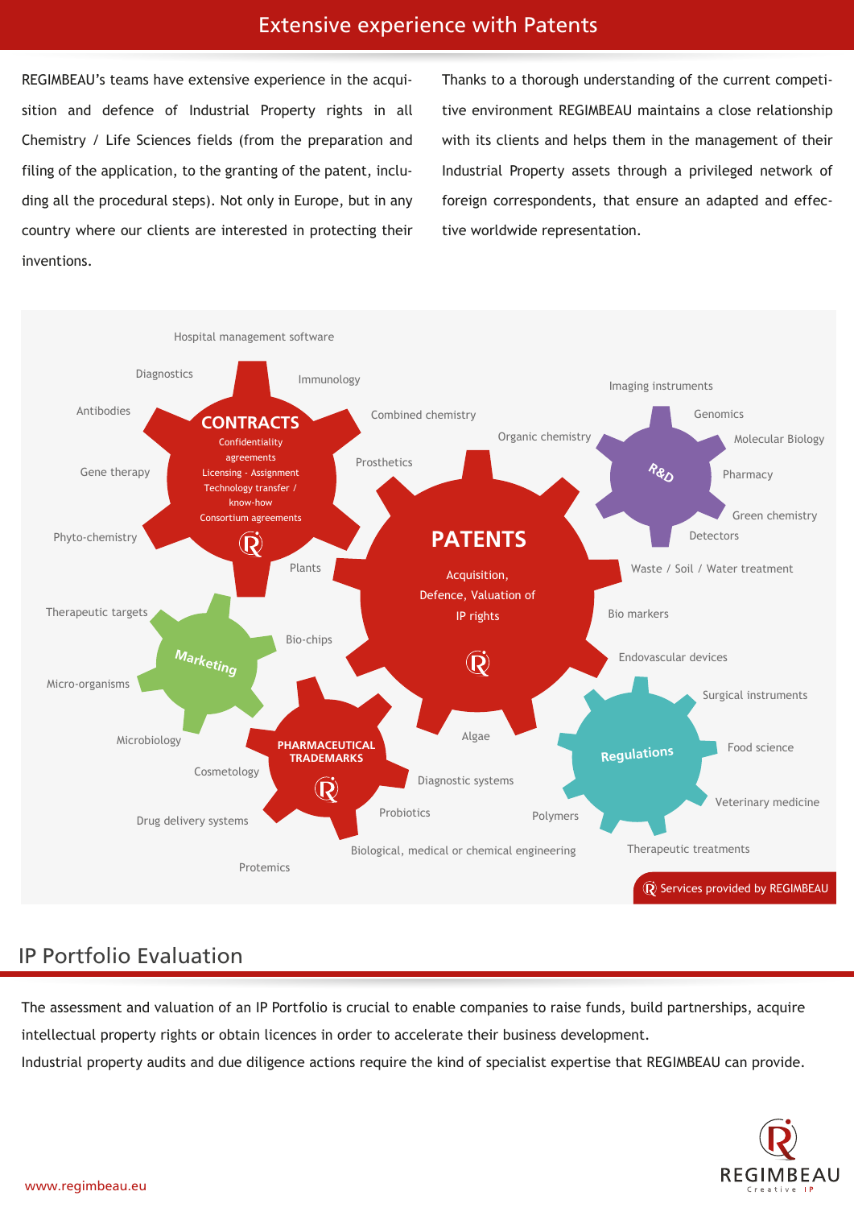## Extensive experience with Patents

REGIMBEAU's teams have extensive experience in the acquisition and defence of Industrial Property rights in all Chemistry / Life Sciences fields (from the preparation and filing of the application, to the granting of the patent, including all the procedural steps). Not only in Europe, but in any country where our clients are interested in protecting their inventions.

Thanks to a thorough understanding of the current competitive environment REGIMBEAU maintains a close relationship with its clients and helps them in the management of their Industrial Property assets through a privileged network of foreign correspondents, that ensure an adapted and effective worldwide representation.

**CONTRACTS**
Confidentiality agreements
Licensing - Assignment
Technology transfer / know-how
Consortium agreements

**PATENTS**
Acquisition, Defence, Valuation of IP rights

**R&D**

**Marketing**

**PHARMACEUTICAL TRADEMARKS**

**Regulations**

Hospital management software, Diagnostics, Immunology, Antibodies, Combined chemistry, Imaging instruments, Genomics, Organic chemistry, Molecular Biology, Gene therapy, Prosthetics, Pharmacy, Green chemistry, Phyto-chemistry, Detectors, Plants, Waste / Soil / Water treatment, Therapeutic targets, Bio markers, Bio-chips, Endovascular devices, Micro-organisms, Surgical instruments, Microbiology, Algae, Food science, Cosmetology, Diagnostic systems, Veterinary medicine, Drug delivery systems, Probiotics, Polymers, Biological, medical or chemical engineering, Therapeutic treatments, Protemics

Services provided by REGIMBEAU

## IP Portfolio Evaluation

The assessment and valuation of an IP Portfolio is crucial to enable companies to raise funds, build partnerships, acquire intellectual property rights or obtain licences in order to accelerate their business development.
Industrial property audits and due diligence actions require the kind of specialist expertise that REGIMBEAU can provide.

www.regimbeau.eu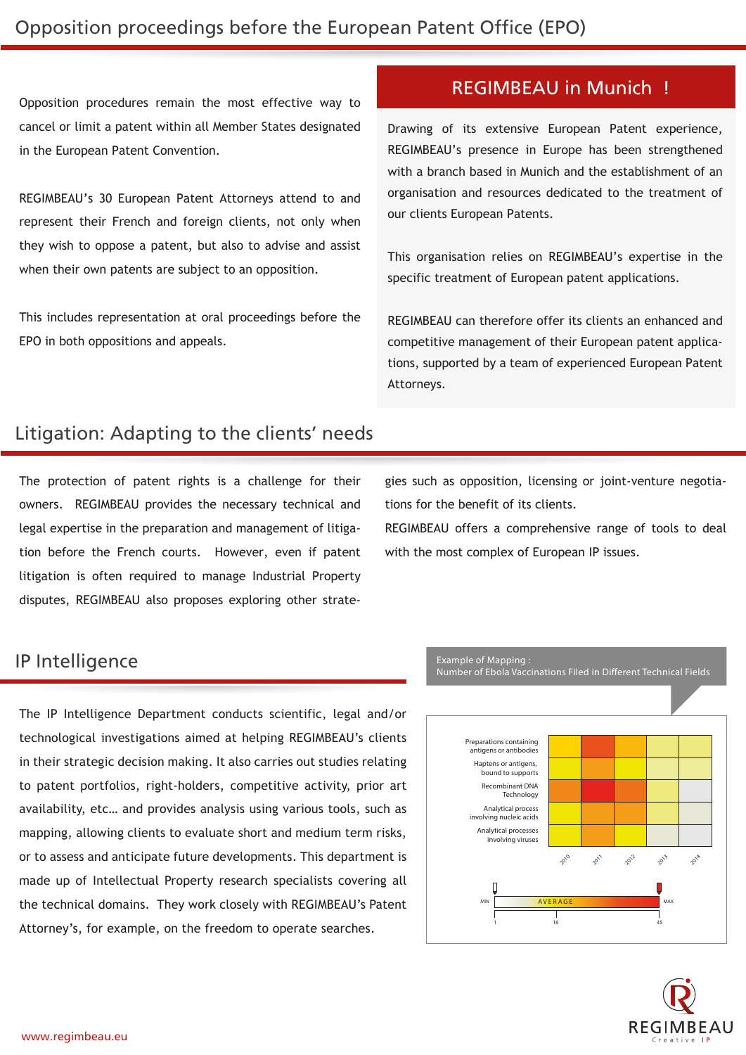## Opposition proceedings before the European Patent Office (EPO)

Opposition procedures remain the most effective way to cancel or limit a patent within all Member States designated in the European Patent Convention.

REGIMBEAU's 30 European Patent Attorneys attend to and represent their French and foreign clients, not only when they wish to oppose a patent, but also to advise and assist when their own patents are subject to an opposition.

This includes representation at oral proceedings before the EPO in both oppositions and appeals.

### REGIMBEAU in Munich !

Drawing of its extensive European Patent experience, REGIMBEAU's presence in Europe has been strengthened with a branch based in Munich and the establishment of an organisation and resources dedicated to the treatment of our clients European Patents.

This organisation relies on REGIMBEAU's expertise in the specific treatment of European patent applications.

REGIMBEAU can therefore offer its clients an enhanced and competitive management of their European patent applications, supported by a team of experienced European Patent Attorneys.

## Litigation: Adapting to the clients' needs

The protection of patent rights is a challenge for their owners. REGIMBEAU provides the necessary technical and legal expertise in the preparation and management of litigation before the French courts. However, even if patent litigation is often required to manage Industrial Property disputes, REGIMBEAU also proposes exploring other strategies such as opposition, licensing or joint-venture negotiations for the benefit of its clients.

REGIMBEAU offers a comprehensive range of tools to deal with the most complex of European IP issues.

## IP Intelligence

The IP Intelligence Department conducts scientific, legal and/or technological investigations aimed at helping REGIMBEAU's clients in their strategic decision making. It also carries out studies relating to patent portfolios, right-holders, competitive activity, prior art availability, etc… and provides analysis using various tools, such as mapping, allowing clients to evaluate short and medium term risks, or to assess and anticipate future developments. This department is made up of Intellectual Property research specialists covering all the technical domains. They work closely with REGIMBEAU's Patent Attorney's, for example, on the freedom to operate searches.

Example of Mapping :
Number of Ebola Vaccinations Filed in Different Technical Fields

Rows: Preparations containing antigens or antibodies; Haptens or antigens, bound to supports; Recombinant DNA Technology; Analytical process involving nucleic acids; Analytical processes involving viruses

Columns: 2010, 2011, 2012, 2013, 2014

Scale: MIN 1 – AVERAGE 16 – MAX 45

www.regimbeau.eu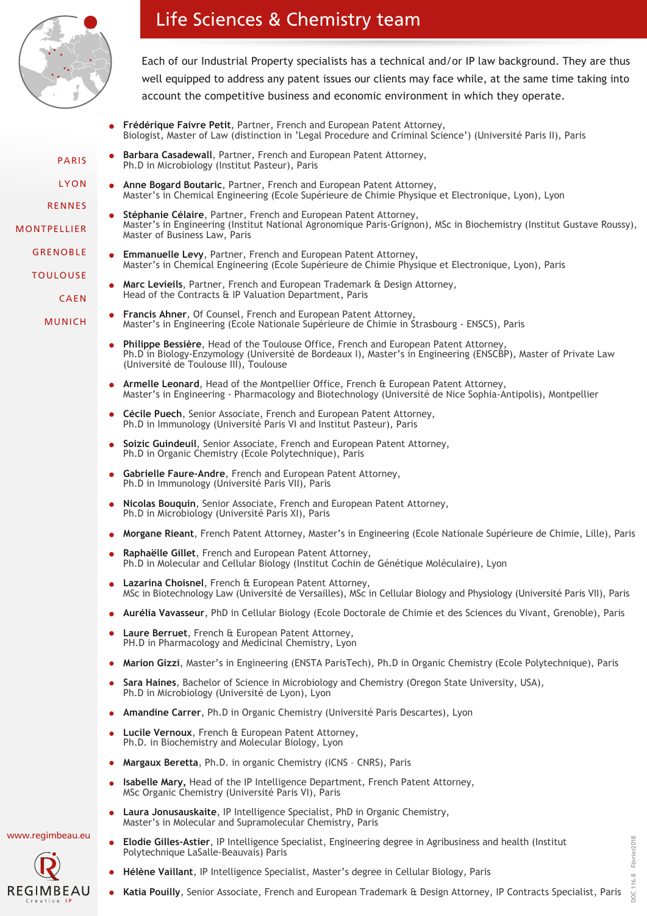# Life Sciences & Chemistry team

Each of our Industrial Property specialists has a technical and/or IP law background. They are thus well equipped to address any patent issues our clients may face while, at the same time taking into account the competitive business and economic environment in which they operate.

PARIS
LYON
RENNES
MONTPELLIER
GRENOBLE
TOULOUSE
CAEN
MUNICH

- **Frédérique Faivre Petit**, Partner, French and European Patent Attorney,
  Biologist, Master of Law (distinction in 'Legal Procedure and Criminal Science') (Université Paris II), Paris
- **Barbara Casadewall**, Partner, French and European Patent Attorney,
  Ph.D in Microbiology (Institut Pasteur), Paris
- **Anne Bogard Boutaric**, Partner, French and European Patent Attorney,
  Master's in Chemical Engineering (Ecole Supérieure de Chimie Physique et Electronique, Lyon), Lyon
- **Stéphanie Célaire**, Partner, French and European Patent Attorney,
  Master's in Engineering (Institut National Agronomique Paris-Grignon), MSc in Biochemistry (Institut Gustave Roussy), Master of Business Law, Paris
- **Emmanuelle Levy**, Partner, French and European Patent Attorney,
  Master's in Chemical Engineering (Ecole Supérieure de Chimie Physique et Electronique, Lyon), Paris
- **Marc Levieils**, Partner, French and European Trademark & Design Attorney,
  Head of the Contracts & IP Valuation Department, Paris
- **Francis Ahner**, Of Counsel, French and European Patent Attorney,
  Master's in Engineering (Ecole Nationale Supérieure de Chimie in Strasbourg - ENSCS), Paris
- **Philippe Bessière**, Head of the Toulouse Office, French and European Patent Attorney,
  Ph.D in Biology-Enzymology (Université de Bordeaux I), Master's in Engineering (ENSCBP), Master of Private Law (Université de Toulouse III), Toulouse
- **Armelle Leonard**, Head of the Montpellier Office, French & European Patent Attorney,
  Master's in Engineering - Pharmacology and Biotechnology (Université de Nice Sophia-Antipolis), Montpellier
- **Cécile Puech**, Senior Associate, French and European Patent Attorney,
  Ph.D in Immunology (Université Paris VI and Institut Pasteur), Paris
- **Soizic Guindeuil**, Senior Associate, French and European Patent Attorney,
  Ph.D in Organic Chemistry (Ecole Polytechnique), Paris
- **Gabrielle Faure-Andre**, French and European Patent Attorney,
  Ph.D in Immunology (Université Paris VII), Paris
- **Nicolas Bouquin**, Senior Associate, French and European Patent Attorney,
  Ph.D in Microbiology (Université Paris XI), Paris
- **Morgane Rieant**, French Patent Attorney, Master's in Engineering (Ecole Nationale Supérieure de Chimie, Lille), Paris
- **Raphaëlle Gillet**, French and European Patent Attorney,
  Ph.D in Molecular and Cellular Biology (Institut Cochin de Génétique Moléculaire), Lyon
- **Lazarina Choisnel**, French & European Patent Attorney,
  MSc in Biotechnology Law (Université de Versailles), MSc in Cellular Biology and Physiology (Université Paris VII), Paris
- **Aurélia Vavasseur**, PhD in Cellular Biology (Ecole Doctorale de Chimie et des Sciences du Vivant, Grenoble), Paris
- **Laure Berruet**, French & European Patent Attorney,
  PH.D in Pharmacology and Medicinal Chemistry, Lyon
- **Marion Gizzi**, Master's in Engineering (ENSTA ParisTech), Ph.D in Organic Chemistry (Ecole Polytechnique), Paris
- **Sara Haines**, Bachelor of Science in Microbiology and Chemistry (Oregon State University, USA),
  Ph.D in Microbiology (Université de Lyon), Lyon
- **Amandine Carrer**, Ph.D in Organic Chemistry (Université Paris Descartes), Lyon
- **Lucile Vernoux**, French & European Patent Attorney,
  Ph.D. in Biochemistry and Molecular Biology, Lyon
- **Margaux Beretta**, Ph.D. in organic Chemistry (ICNS – CNRS), Paris
- **Isabelle Mary,** Head of the IP Intelligence Department, French Patent Attorney,
  MSc Organic Chemistry (Université Paris VI), Paris
- **Laura Jonusauskaite**, IP Intelligence Specialist, PhD in Organic Chemistry,
  Master's in Molecular and Supramolecular Chemistry, Paris
- **Elodie Gilles-Astier**, IP Intelligence Specialist, Engineering degree in Agribusiness and health (Institut Polytechnique LaSalle-Beauvais) Paris
- **Hélène Vaillant**, IP Intelligence Specialist, Master's degree in Cellular Biology, Paris
- **Katia Pouilly**, Senior Associate, French and European Trademark & Design Attorney, IP Contracts Specialist, Paris

www.regimbeau.eu

REGIMBEAU
Creative IP

DOC 116.8 - Février2018